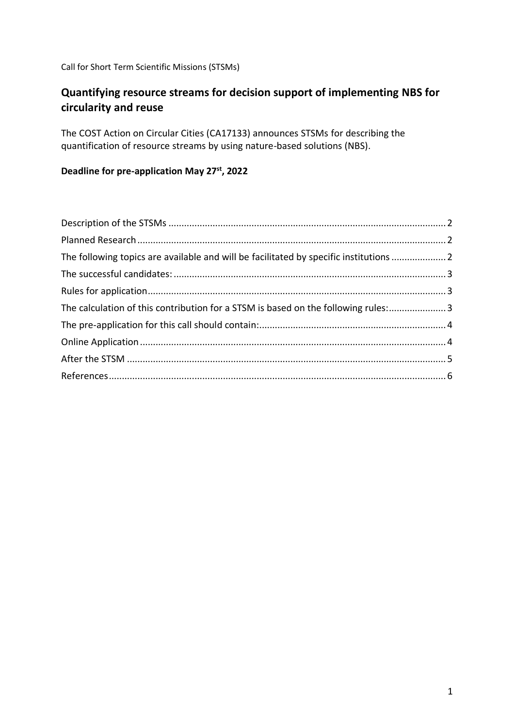Call for Short Term Scientific Missions (STSMs)

# Quantifying resource streams for decision support of implementing NBS for circularity and reuse

The COST Action on Circular Cities (CA17133) announces STSMs for describing the quantification of resource streams by using nature-based solutions (NBS).

**Deadline for pre-application May 27st, 2022**

Description of the STSMs .......... 2
Planned Research .......... 2
The following topics are available and will be facilitated by specific institutions .......... 2
The successful candidates: .......... 3
Rules for application .......... 3
The calculation of this contribution for a STSM is based on the following rules: .......... 3
The pre-application for this call should contain: .......... 4
Online Application .......... 4
After the STSM .......... 5
References .......... 6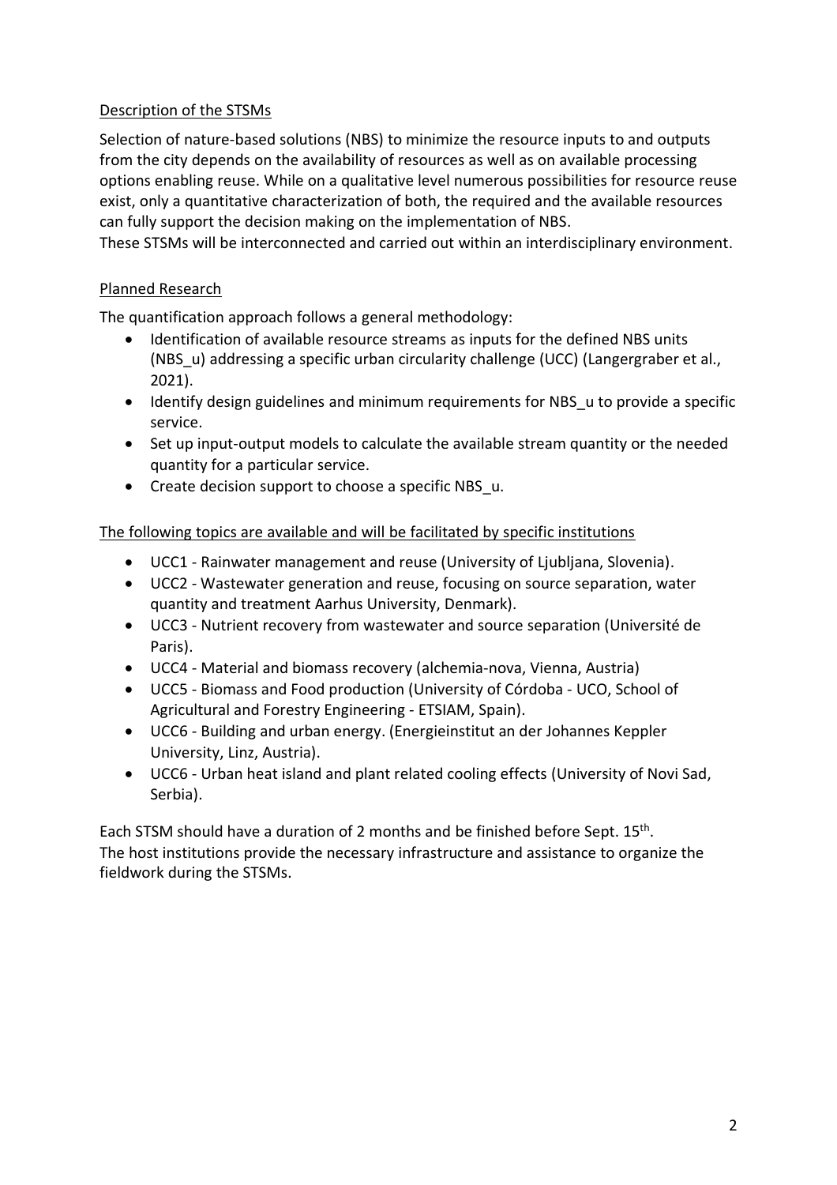Description of the STSMs

Selection of nature-based solutions (NBS) to minimize the resource inputs to and outputs from the city depends on the availability of resources as well as on available processing options enabling reuse. While on a qualitative level numerous possibilities for resource reuse exist, only a quantitative characterization of both, the required and the available resources can fully support the decision making on the implementation of NBS.
These STSMs will be interconnected and carried out within an interdisciplinary environment.

Planned Research

The quantification approach follows a general methodology:

- Identification of available resource streams as inputs for the defined NBS units (NBS_u) addressing a specific urban circularity challenge (UCC) (Langergraber et al., 2021).
- Identify design guidelines and minimum requirements for NBS_u to provide a specific service.
- Set up input-output models to calculate the available stream quantity or the needed quantity for a particular service.
- Create decision support to choose a specific NBS_u.

The following topics are available and will be facilitated by specific institutions

- UCC1 - Rainwater management and reuse (University of Ljubljana, Slovenia).
- UCC2 - Wastewater generation and reuse, focusing on source separation, water quantity and treatment Aarhus University, Denmark).
- UCC3 - Nutrient recovery from wastewater and source separation (Université de Paris).
- UCC4 - Material and biomass recovery (alchemia-nova, Vienna, Austria)
- UCC5 - Biomass and Food production (University of Córdoba - UCO, School of Agricultural and Forestry Engineering - ETSIAM, Spain).
- UCC6 - Building and urban energy. (Energieinstitut an der Johannes Keppler University, Linz, Austria).
- UCC6 - Urban heat island and plant related cooling effects (University of Novi Sad, Serbia).

Each STSM should have a duration of 2 months and be finished before Sept. 15th.
The host institutions provide the necessary infrastructure and assistance to organize the fieldwork during the STSMs.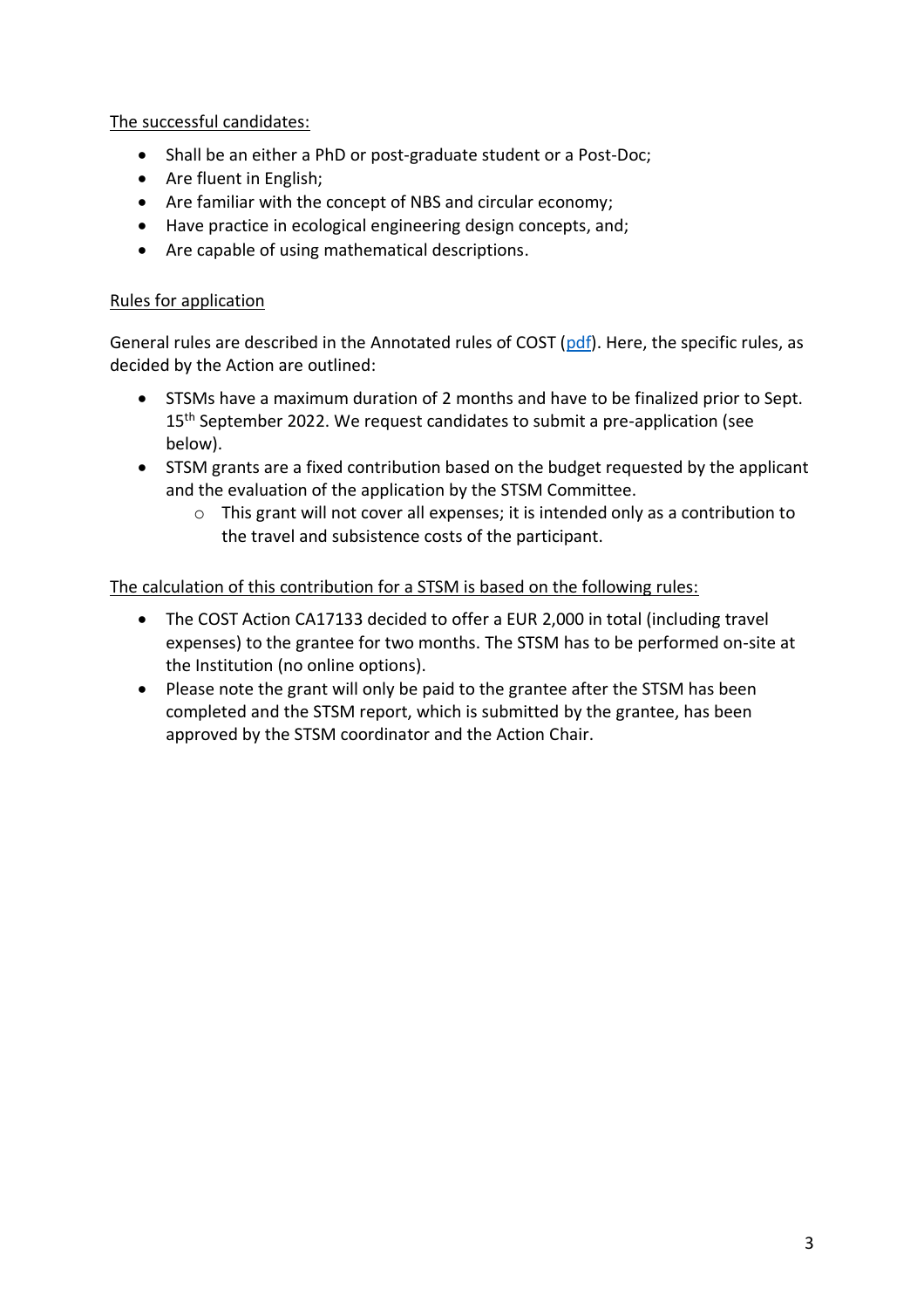<u>The successful candidates:</u>

- Shall be an either a PhD or post-graduate student or a Post-Doc;
- Are fluent in English;
- Are familiar with the concept of NBS and circular economy;
- Have practice in ecological engineering design concepts, and;
- Are capable of using mathematical descriptions.

<u>Rules for application</u>

General rules are described in the Annotated rules of COST (pdf). Here, the specific rules, as decided by the Action are outlined:

- STSMs have a maximum duration of 2 months and have to be finalized prior to Sept. 15th September 2022. We request candidates to submit a pre-application (see below).
- STSM grants are a fixed contribution based on the budget requested by the applicant and the evaluation of the application by the STSM Committee.
  - This grant will not cover all expenses; it is intended only as a contribution to the travel and subsistence costs of the participant.

<u>The calculation of this contribution for a STSM is based on the following rules:</u>

- The COST Action CA17133 decided to offer a EUR 2,000 in total (including travel expenses) to the grantee for two months. The STSM has to be performed on-site at the Institution (no online options).
- Please note the grant will only be paid to the grantee after the STSM has been completed and the STSM report, which is submitted by the grantee, has been approved by the STSM coordinator and the Action Chair.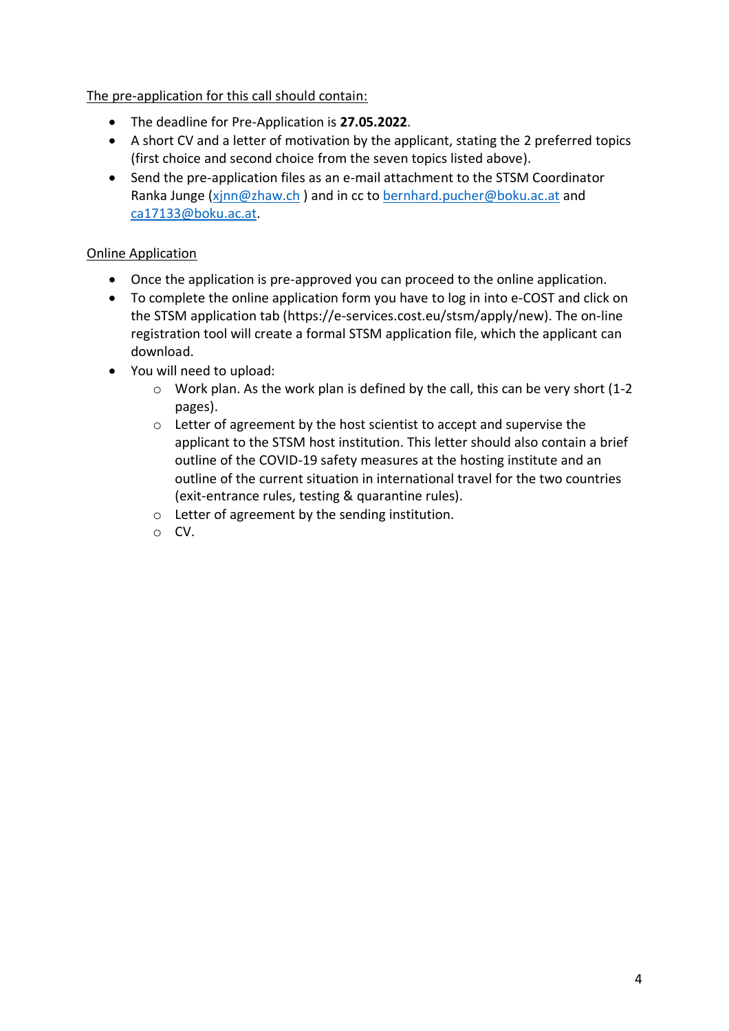The pre-application for this call should contain:

- The deadline for Pre-Application is **27.05.2022**.
- A short CV and a letter of motivation by the applicant, stating the 2 preferred topics (first choice and second choice from the seven topics listed above).
- Send the pre-application files as an e-mail attachment to the STSM Coordinator Ranka Junge (xjnn@zhaw.ch ) and in cc to bernhard.pucher@boku.ac.at and ca17133@boku.ac.at.

Online Application

- Once the application is pre-approved you can proceed to the online application.
- To complete the online application form you have to log in into e-COST and click on the STSM application tab (https://e-services.cost.eu/stsm/apply/new). The on-line registration tool will create a formal STSM application file, which the applicant can download.
- You will need to upload:
    - Work plan. As the work plan is defined by the call, this can be very short (1-2 pages).
    - Letter of agreement by the host scientist to accept and supervise the applicant to the STSM host institution. This letter should also contain a brief outline of the COVID-19 safety measures at the hosting institute and an outline of the current situation in international travel for the two countries (exit-entrance rules, testing & quarantine rules).
    - Letter of agreement by the sending institution.
    - CV.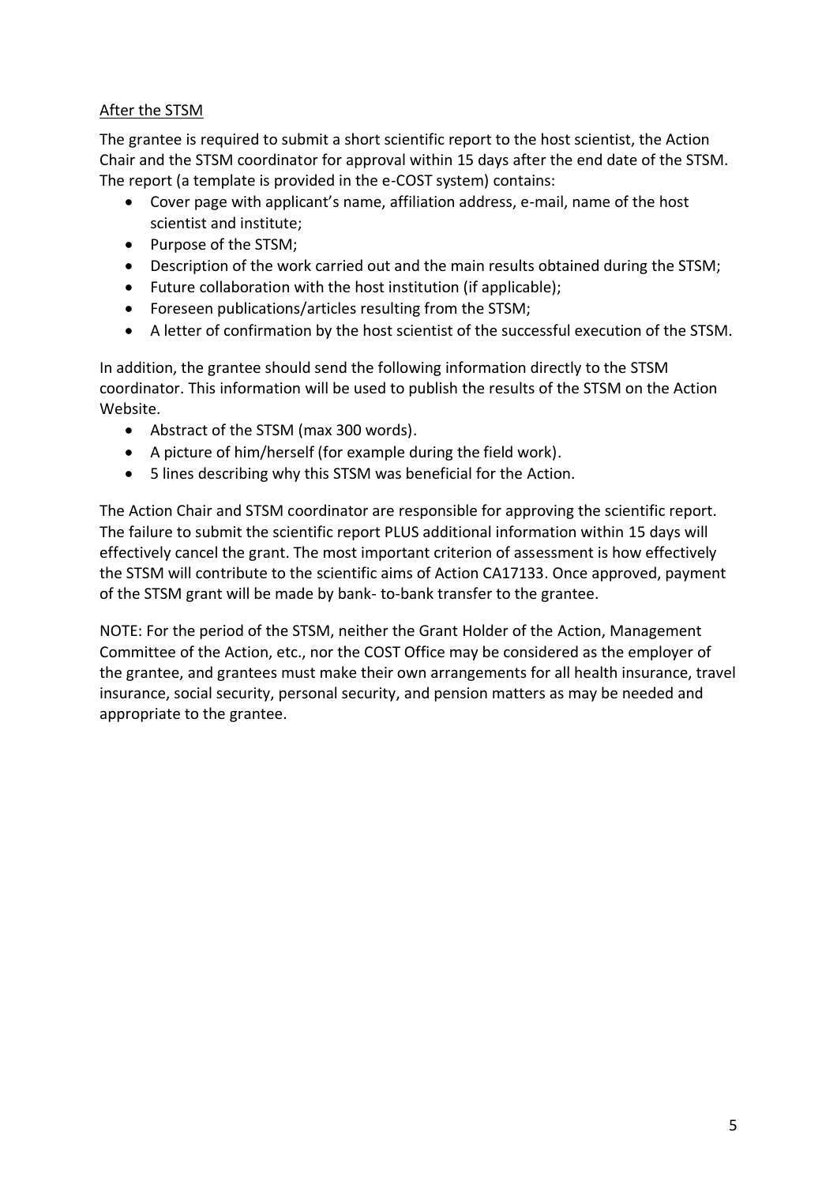After the STSM

The grantee is required to submit a short scientific report to the host scientist, the Action Chair and the STSM coordinator for approval within 15 days after the end date of the STSM. The report (a template is provided in the e-COST system) contains:

- Cover page with applicant's name, affiliation address, e-mail, name of the host scientist and institute;
- Purpose of the STSM;
- Description of the work carried out and the main results obtained during the STSM;
- Future collaboration with the host institution (if applicable);
- Foreseen publications/articles resulting from the STSM;
- A letter of confirmation by the host scientist of the successful execution of the STSM.

In addition, the grantee should send the following information directly to the STSM coordinator. This information will be used to publish the results of the STSM on the Action Website.

- Abstract of the STSM (max 300 words).
- A picture of him/herself (for example during the field work).
- 5 lines describing why this STSM was beneficial for the Action.

The Action Chair and STSM coordinator are responsible for approving the scientific report. The failure to submit the scientific report PLUS additional information within 15 days will effectively cancel the grant. The most important criterion of assessment is how effectively the STSM will contribute to the scientific aims of Action CA17133. Once approved, payment of the STSM grant will be made by bank- to-bank transfer to the grantee.

NOTE: For the period of the STSM, neither the Grant Holder of the Action, Management Committee of the Action, etc., nor the COST Office may be considered as the employer of the grantee, and grantees must make their own arrangements for all health insurance, travel insurance, social security, personal security, and pension matters as may be needed and appropriate to the grantee.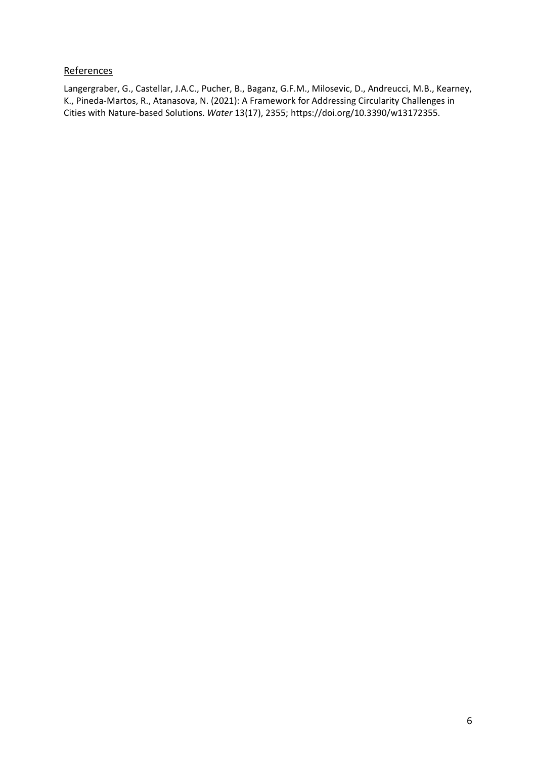## References

Langergraber, G., Castellar, J.A.C., Pucher, B., Baganz, G.F.M., Milosevic, D., Andreucci, M.B., Kearney, K., Pineda-Martos, R., Atanasova, N. (2021): A Framework for Addressing Circularity Challenges in Cities with Nature-based Solutions. *Water* 13(17), 2355; https://doi.org/10.3390/w13172355.